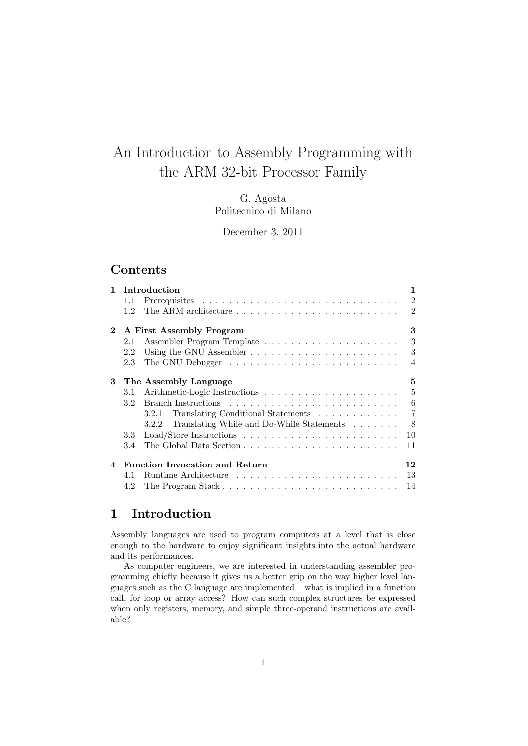# An Introduction to Assembly Programming with the ARM 32-bit Processor Family

G. Agosta
Politecnico di Milano

December 3, 2011

## Contents

- **1 Introduction** — 1
  - 1.1 Prerequisites — 2
  - 1.2 The ARM architecture — 2
- **2 A First Assembly Program** — 3
  - 2.1 Assembler Program Template — 3
  - 2.2 Using the GNU Assembler — 3
  - 2.3 The GNU Debugger — 4
- **3 The Assembly Language** — 5
  - 3.1 Arithmetic-Logic Instructions — 5
  - 3.2 Branch Instructions — 6
    - 3.2.1 Translating Conditional Statements — 7
    - 3.2.2 Translating While and Do-While Statements — 8
  - 3.3 Load/Store Instructions — 10
  - 3.4 The Global Data Section — 11
- **4 Function Invocation and Return** — 12
  - 4.1 Runtime Architecture — 13
  - 4.2 The Program Stack — 14

## 1 Introduction

Assembly languages are used to program computers at a level that is close enough to the hardware to enjoy significant insights into the actual hardware and its performances.

As computer engineers, we are interested in understanding assembler programming chiefly because it gives us a better grip on the way higher level languages such as the C language are implemented – what is implied in a function call, for loop or array access? How can such complex structures be expressed when only registers, memory, and simple three-operand instructions are available?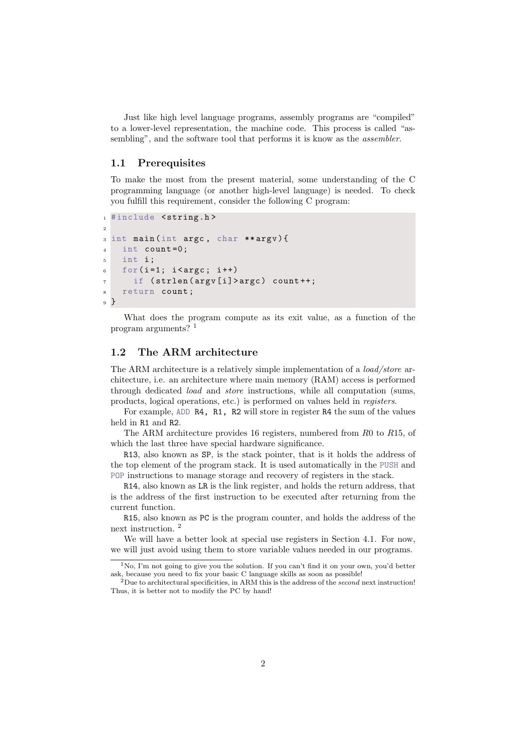Just like high level language programs, assembly programs are "compiled" to a lower-level representation, the machine code. This process is called "assembling", and the software tool that performs it is know as the *assembler*.

## 1.1 Prerequisites

To make the most from the present material, some understanding of the C programming language (or another high-level language) is needed. To check you fulfill this requirement, consider the following C program:

```c
#include <string.h>

int main(int argc, char **argv){
  int count=0;
  int i;
  for(i=1; i<argc; i++)
    if (strlen(argv[i]>argc) count++;
  return count;
}
```

What does the program compute as its exit value, as a function of the program arguments? [1]

## 1.2 The ARM architecture

The ARM architecture is a relatively simple implementation of a *load/store* architecture, i.e. an architecture where main memory (RAM) access is performed through dedicated *load* and *store* instructions, while all computation (sums, products, logical operations, etc.) is performed on values held in *registers*.

For example, `ADD R4, R1, R2` will store in register `R4` the sum of the values held in `R1` and `R2`.

The ARM architecture provides 16 registers, numbered from $R0$ to $R15$, of which the last three have special hardware significance.

`R13`, also known as `SP`, is the stack pointer, that is it holds the address of the top element of the program stack. It is used automatically in the `PUSH` and `POP` instructions to manage storage and recovery of registers in the stack.

`R14`, also known as `LR` is the link register, and holds the return address, that is the address of the first instruction to be executed after returning from the current function.

`R15`, also known as `PC` is the program counter, and holds the address of the next instruction. [2]

We will have a better look at special use registers in Section 4.1. For now, we will just avoid using them to store variable values needed in our programs.

---

[1] No, I'm not going to give you the solution. If you can't find it on your own, you'd better ask, because you need to fix your basic C language skills as soon as possible!

[2] Due to architectural specificities, in ARM this is the address of the *second* next instruction! Thus, it is better not to modify the PC by hand!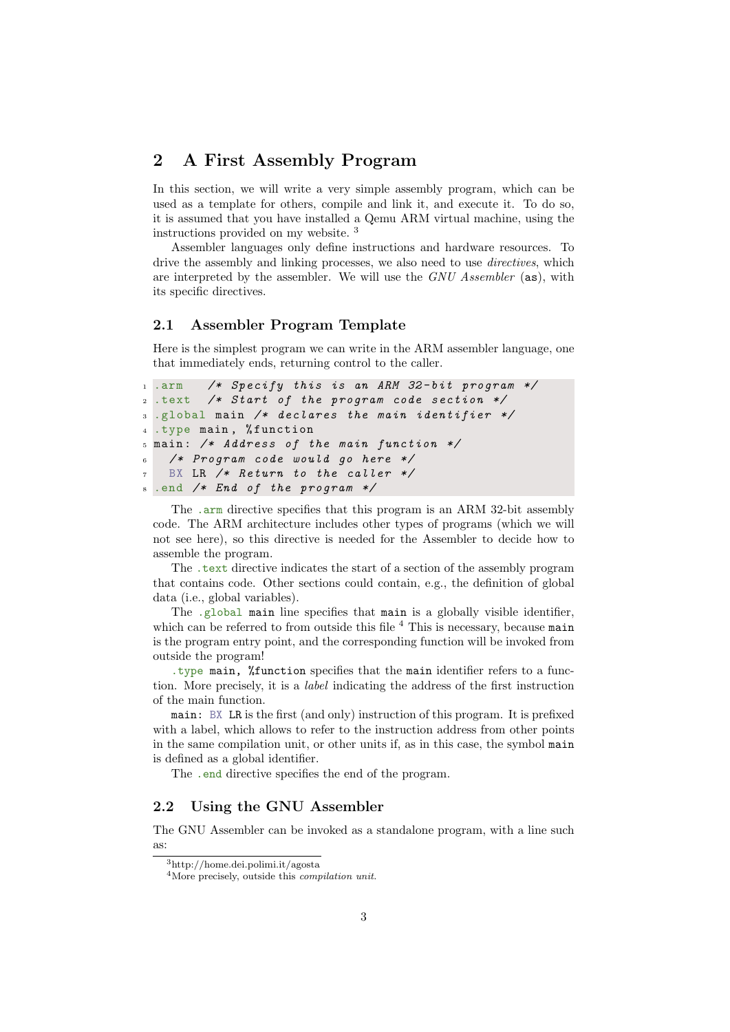## 2 A First Assembly Program

In this section, we will write a very simple assembly program, which can be used as a template for others, compile and link it, and execute it. To do so, it is assumed that you have installed a Qemu ARM virtual machine, using the instructions provided on my website. [3]

Assembler languages only define instructions and hardware resources. To drive the assembly and linking processes, we also need to use *directives*, which are interpreted by the assembler. We will use the *GNU Assembler* (`as`), with its specific directives.

### 2.1 Assembler Program Template

Here is the simplest program we can write in the ARM assembler language, one that immediately ends, returning control to the caller.

```
.arm    /* Specify this is an ARM 32-bit program */
.text   /* Start of the program code section */
.global main /* declares the main identifier */
.type main, %function
main: /* Address of the main function */
  /* Program code would go here */
  BX LR /* Return to the caller */
.end /* End of the program */
```

The `.arm` directive specifies that this program is an ARM 32-bit assembly code. The ARM architecture includes other types of programs (which we will not see here), so this directive is needed for the Assembler to decide how to assemble the program.

The `.text` directive indicates the start of a section of the assembly program that contains code. Other sections could contain, e.g., the definition of global data (i.e., global variables).

The `.global main` line specifies that `main` is a globally visible identifier, which can be referred to from outside this file [4] This is necessary, because `main` is the program entry point, and the corresponding function will be invoked from outside the program!

`.type main, %function` specifies that the `main` identifier refers to a function. More precisely, it is a *label* indicating the address of the first instruction of the main function.

`main: BX LR` is the first (and only) instruction of this program. It is prefixed with a label, which allows to refer to the instruction address from other points in the same compilation unit, or other units if, as in this case, the symbol `main` is defined as a global identifier.

The `.end` directive specifies the end of the program.

### 2.2 Using the GNU Assembler

The GNU Assembler can be invoked as a standalone program, with a line such as:

[3] http://home.dei.polimi.it/agosta

[4] More precisely, outside this *compilation unit*.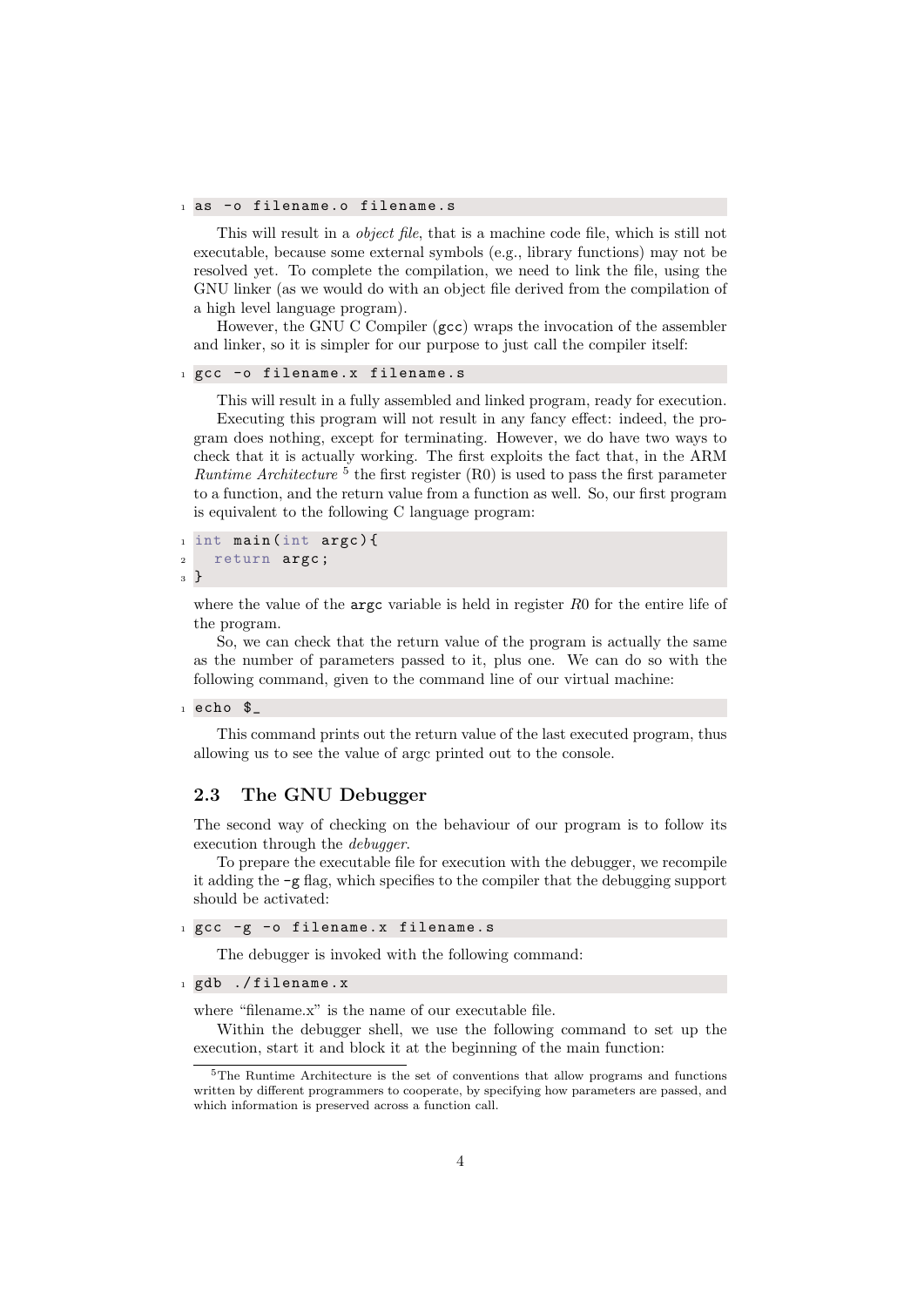```
as -o filename.o filename.s
```

This will result in a *object file*, that is a machine code file, which is still not executable, because some external symbols (e.g., library functions) may not be resolved yet. To complete the compilation, we need to link the file, using the GNU linker (as we would do with an object file derived from the compilation of a high level language program).

However, the GNU C Compiler (`gcc`) wraps the invocation of the assembler and linker, so it is simpler for our purpose to just call the compiler itself:

```
gcc -o filename.x filename.s
```

This will result in a fully assembled and linked program, ready for execution.

Executing this program will not result in any fancy effect: indeed, the program does nothing, except for terminating. However, we do have two ways to check that it is actually working. The first exploits the fact that, in the ARM *Runtime Architecture* [5] the first register (R0) is used to pass the first parameter to a function, and the return value from a function as well. So, our first program is equivalent to the following C language program:

```c
int main(int argc){
  return argc;
}
```

where the value of the `argc` variable is held in register $R0$ for the entire life of the program.

So, we can check that the return value of the program is actually the same as the number of parameters passed to it, plus one. We can do so with the following command, given to the command line of our virtual machine:

```
echo $_
```

This command prints out the return value of the last executed program, thus allowing us to see the value of argc printed out to the console.

## 2.3 The GNU Debugger

The second way of checking on the behaviour of our program is to follow its execution through the *debugger*.

To prepare the executable file for execution with the debugger, we recompile it adding the `-g` flag, which specifies to the compiler that the debugging support should be activated:

```
gcc -g -o filename.x filename.s
```

The debugger is invoked with the following command:

```
gdb ./filename.x
```

where "filename.x" is the name of our executable file.

Within the debugger shell, we use the following command to set up the execution, start it and block it at the beginning of the main function:

[5] The Runtime Architecture is the set of conventions that allow programs and functions written by different programmers to cooperate, by specifying how parameters are passed, and which information is preserved across a function call.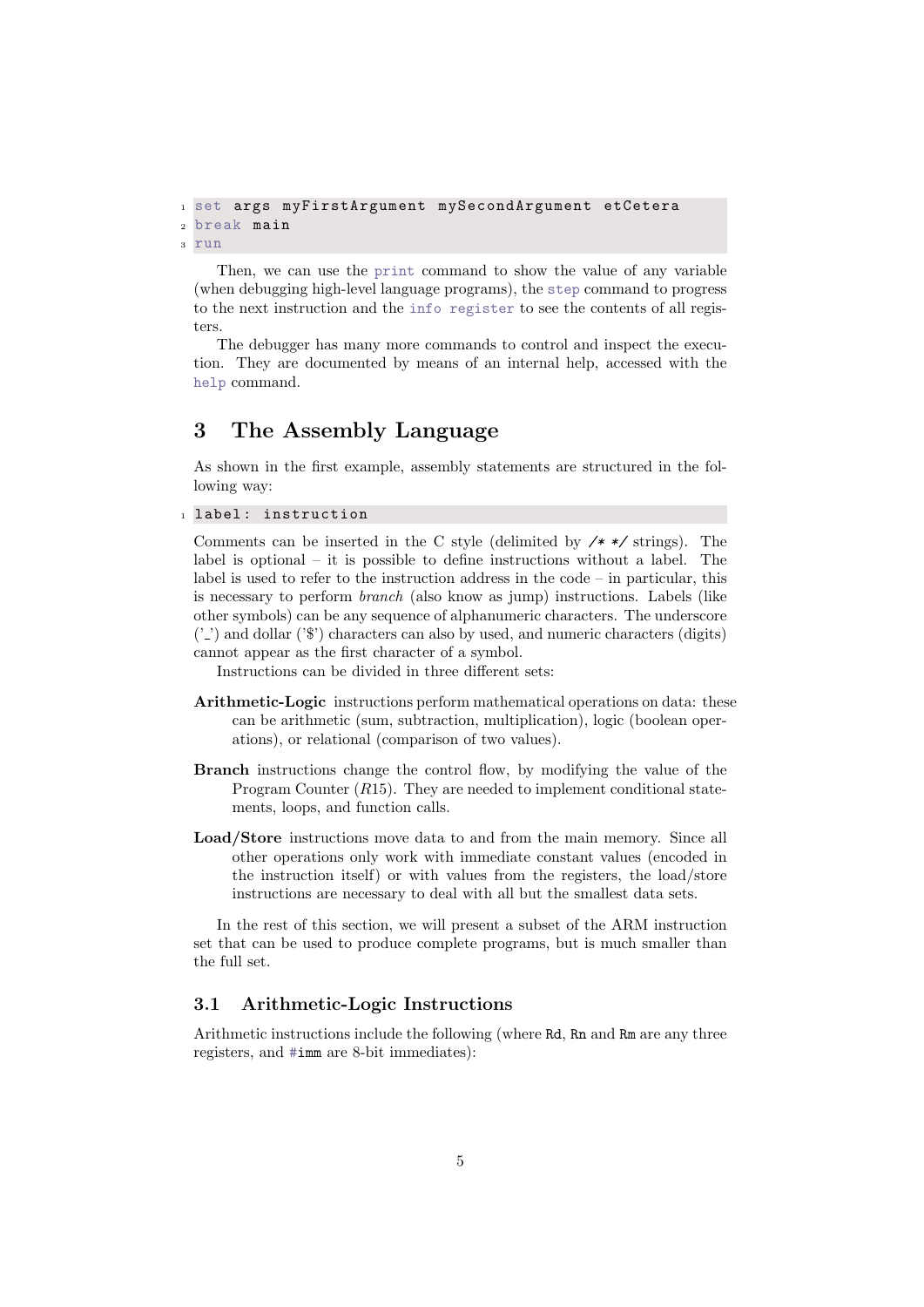```
set args myFirstArgument mySecondArgument etCetera
break main
run
```

Then, we can use the `print` command to show the value of any variable (when debugging high-level language programs), the `step` command to progress to the next instruction and the `info register` to see the contents of all registers.

The debugger has many more commands to control and inspect the execution. They are documented by means of an internal help, accessed with the `help` command.

# 3 The Assembly Language

As shown in the first example, assembly statements are structured in the following way:

```
label: instruction
```

Comments can be inserted in the C style (delimited by /* */ strings). The label is optional – it is possible to define instructions without a label. The label is used to refer to the instruction address in the code – in particular, this is necessary to perform *branch* (also know as jump) instructions. Labels (like other symbols) can be any sequence of alphanumeric characters. The underscore ('_') and dollar ('$') characters can also by used, and numeric characters (digits) cannot appear as the first character of a symbol.

Instructions can be divided in three different sets:

**Arithmetic-Logic** instructions perform mathematical operations on data: these can be arithmetic (sum, subtraction, multiplication), logic (boolean operations), or relational (comparison of two values).

**Branch** instructions change the control flow, by modifying the value of the Program Counter ($R15$). They are needed to implement conditional statements, loops, and function calls.

**Load/Store** instructions move data to and from the main memory. Since all other operations only work with immediate constant values (encoded in the instruction itself) or with values from the registers, the load/store instructions are necessary to deal with all but the smallest data sets.

In the rest of this section, we will present a subset of the ARM instruction set that can be used to produce complete programs, but is much smaller than the full set.

## 3.1 Arithmetic-Logic Instructions

Arithmetic instructions include the following (where `Rd`, `Rn` and `Rm` are any three registers, and `#imm` are 8-bit immediates):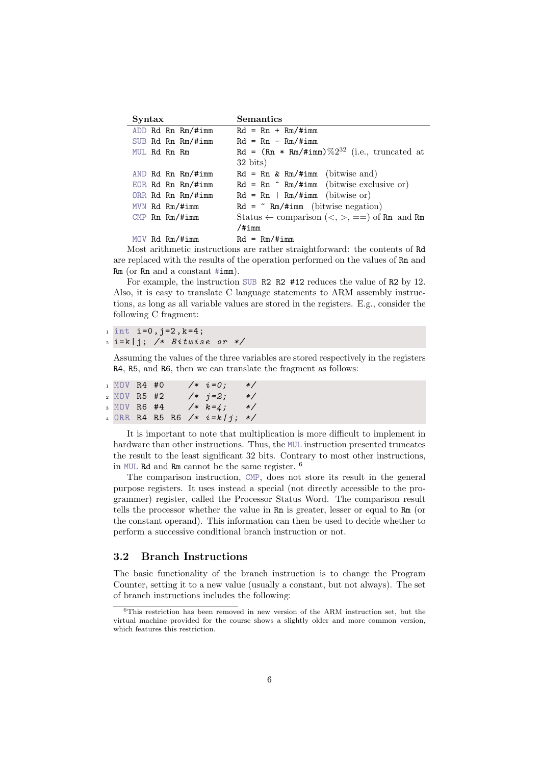| Syntax | Semantics |
|---|---|
| `ADD Rd Rn Rm/#imm` | `Rd = Rn + Rm/#imm` |
| `SUB Rd Rn Rm/#imm` | `Rd = Rn - Rm/#imm` |
| `MUL Rd Rn Rm` | `Rd = (Rn * Rm/#imm)`$\%2^{32}$ (i.e., truncated at 32 bits) |
| `AND Rd Rn Rm/#imm` | `Rd = Rn & Rm/#imm` (bitwise and) |
| `EOR Rd Rn Rm/#imm` | `Rd = Rn ^ Rm/#imm` (bitwise exclusive or) |
| `ORR Rd Rn Rm/#imm` | `Rd = Rn \| Rm/#imm` (bitwise or) |
| `MVN Rd Rm/#imm` | `Rd = ~ Rm/#imm` (bitwise negation) |
| `CMP Rn Rm/#imm` | Status ← comparison (<, >, ==) of `Rn` and `Rm /#imm` |
| `MOV Rd Rm/#imm` | `Rd = Rm/#imm` |

Most arithmetic instructions are rather straightforward: the contents of `Rd` are replaced with the results of the operation performed on the values of `Rn` and `Rm` (or `Rn` and a constant `#imm`).

For example, the instruction `SUB R2 R2 #12` reduces the value of `R2` by 12. Also, it is easy to translate C language statements to ARM assembly instructions, as long as all variable values are stored in the registers. E.g., consider the following C fragment:

```
int i=0,j=2,k=4;
i=k|j; /* Bitwise or */
```

Assuming the values of the three variables are stored respectively in the registers `R4`, `R5`, and `R6`, then we can translate the fragment as follows:

```
MOV R4 #0     /* i=0;    */
MOV R5 #2     /* j=2;    */
MOV R6 #4     /* k=4;    */
ORR R4 R5 R6  /* i=k|j;  */
```

It is important to note that multiplication is more difficult to implement in hardware than other instructions. Thus, the `MUL` instruction presented truncates the result to the least significant 32 bits. Contrary to most other instructions, in `MUL` `Rd` and `Rm` cannot be the same register. [6]

The comparison instruction, `CMP`, does not store its result in the general purpose registers. It uses instead a special (not directly accessible to the programmer) register, called the Processor Status Word. The comparison result tells the processor whether the value in `Rn` is greater, lesser or equal to `Rm` (or the constant operand). This information can then be used to decide whether to perform a successive conditional branch instruction or not.

## 3.2 Branch Instructions

The basic functionality of the branch instruction is to change the Program Counter, setting it to a new value (usually a constant, but not always). The set of branch instructions includes the following:

[6] This restriction has been removed in new version of the ARM instruction set, but the virtual machine provided for the course shows a slightly older and more common version, which features this restriction.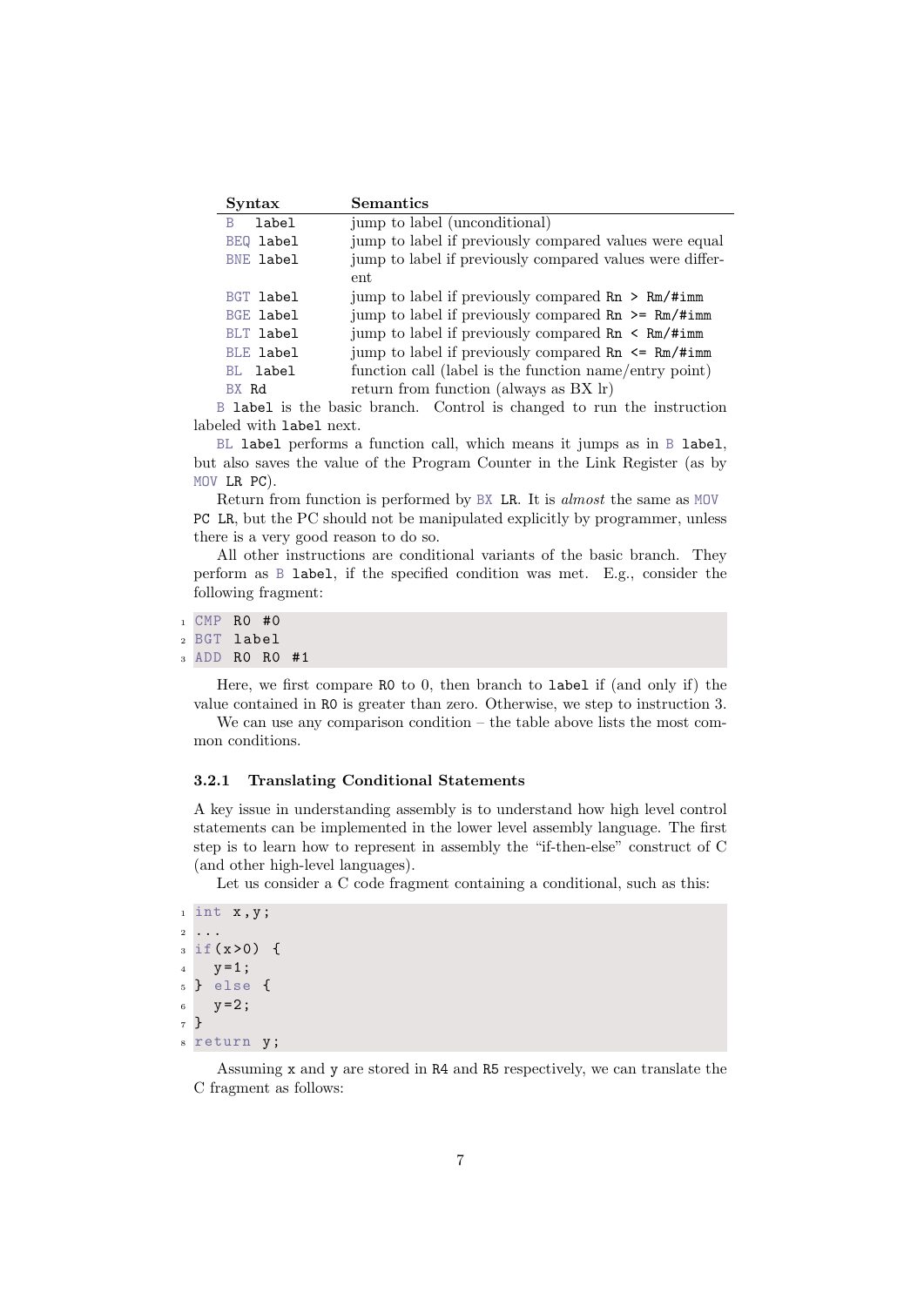| Syntax | Semantics |
|---|---|
| `B label` | jump to label (unconditional) |
| `BEQ label` | jump to label if previously compared values were equal |
| `BNE label` | jump to label if previously compared values were different |
| `BGT label` | jump to label if previously compared `Rn > Rm/#imm` |
| `BGE label` | jump to label if previously compared `Rn >= Rm/#imm` |
| `BLT label` | jump to label if previously compared `Rn < Rm/#imm` |
| `BLE label` | jump to label if previously compared `Rn <= Rm/#imm` |
| `BL label` | function call (label is the function name/entry point) |
| `BX Rd` | return from function (always as BX lr) |

`B label` is the basic branch. Control is changed to run the instruction labeled with `label` next.

`BL label` performs a function call, which means it jumps as in `B label`, but also saves the value of the Program Counter in the Link Register (as by `MOV LR PC`).

Return from function is performed by `BX LR`. It is *almost* the same as `MOV PC LR`, but the PC should not be manipulated explicitly by programmer, unless there is a very good reason to do so.

All other instructions are conditional variants of the basic branch. They perform as `B label`, if the specified condition was met. E.g., consider the following fragment:

```
CMP R0 #0
BGT label
ADD R0 R0 #1
```

Here, we first compare `R0` to 0, then branch to `label` if (and only if) the value contained in `R0` is greater than zero. Otherwise, we step to instruction 3.

We can use any comparison condition – the table above lists the most common conditions.

### 3.2.1 Translating Conditional Statements

A key issue in understanding assembly is to understand how high level control statements can be implemented in the lower level assembly language. The first step is to learn how to represent in assembly the "if-then-else" construct of C (and other high-level languages).

Let us consider a C code fragment containing a conditional, such as this:

```c
int x,y;
...
if(x>0) {
  y=1;
} else {
  y=2;
}
return y;
```

Assuming `x` and `y` are stored in `R4` and `R5` respectively, we can translate the C fragment as follows: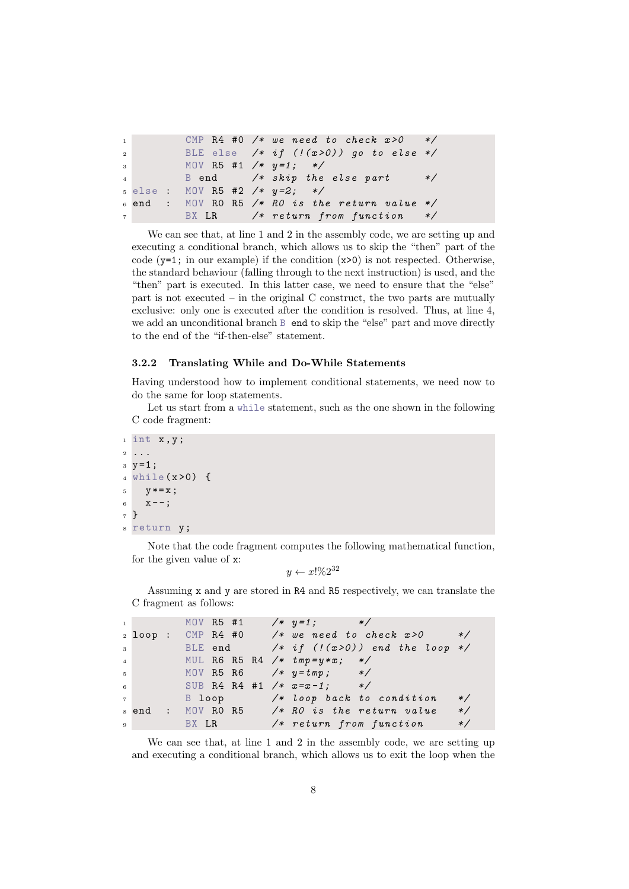```
        CMP R4 #0  /* we need to check x>0    */
        BLE else   /* if (!(x>0)) go to else */
        MOV R5 #1  /* y=1;   */
        B end      /* skip the else part      */
else :  MOV R5 #2  /* y=2;   */
end  :  MOV R0 R5  /* R0 is the return value */
        BX LR      /* return from function    */
```

We can see that, at line 1 and 2 in the assembly code, we are setting up and executing a conditional branch, which allows us to skip the "then" part of the code (`y=1;` in our example) if the condition (`x>0`) is not respected. Otherwise, the standard behaviour (falling through to the next instruction) is used, and the "then" part is executed. In this latter case, we need to ensure that the "else" part is not executed – in the original C construct, the two parts are mutually exclusive: only one is executed after the condition is resolved. Thus, at line 4, we add an unconditional branch `B end` to skip the "else" part and move directly to the end of the "if-then-else" statement.

### 3.2.2 Translating While and Do-While Statements

Having understood how to implement conditional statements, we need now to do the same for loop statements.

Let us start from a `while` statement, such as the one shown in the following C code fragment:

```
int x,y;
...
y=1;
while(x>0) {
  y*=x;
  x--;
}
return y;
```

Note that the code fragment computes the following mathematical function, for the given value of `x`:

$$y \leftarrow x!\%2^{32}$$

Assuming `x` and `y` are stored in `R4` and `R5` respectively, we can translate the C fragment as follows:

```
        MOV R5 #1      /* y=1;         */
loop :  CMP R4 #0      /* we need to check x>0     */
        BLE end        /* if (!(x>0)) end the loop */
        MUL R6 R5 R4   /* tmp=y*x;     */
        MOV R5 R6      /* y=tmp;       */
        SUB R4 R4 #1   /* x=x-1;       */
        B loop         /* loop back to condition   */
end  :  MOV R0 R5      /* R0 is the return value   */
        BX LR          /* return from function     */
```

We can see that, at line 1 and 2 in the assembly code, we are setting up and executing a conditional branch, which allows us to exit the loop when the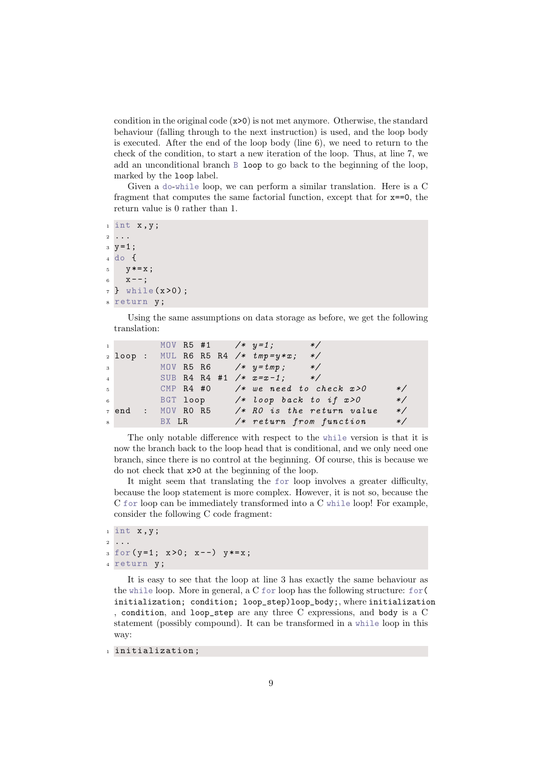condition in the original code (`x>0`) is not met anymore. Otherwise, the standard behaviour (falling through to the next instruction) is used, and the loop body is executed. After the end of the loop body (line 6), we need to return to the check of the condition, to start a new iteration of the loop. Thus, at line 7, we add an unconditional branch `B loop` to go back to the beginning of the loop, marked by the `loop` label.

Given a `do-while` loop, we can perform a similar translation. Here is a C fragment that computes the same factorial function, except that for `x==0`, the return value is 0 rather than 1.

```
int x,y;
...
y=1;
do {
  y*=x;
  x--;
} while(x>0);
return y;
```

Using the same assumptions on data storage as before, we get the following translation:

```
        MOV R5 #1     /* y=1;      */
loop :  MUL R6 R5 R4  /* tmp=y*x;  */
        MOV R5 R6     /* y=tmp;    */
        SUB R4 R4 #1  /* x=x-1;    */
        CMP R4 #0     /* we need to check x>0     */
        BGT loop      /* loop back to if x>0      */
end  :  MOV R0 R5     /* R0 is the return value   */
        BX LR         /* return from function     */
```

The only notable difference with respect to the `while` version is that it is now the branch back to the loop head that is conditional, and we only need one branch, since there is no control at the beginning. Of course, this is because we do not check that `x>0` at the beginning of the loop.

It might seem that translating the `for` loop involves a greater difficulty, because the loop statement is more complex. However, it is not so, because the C `for` loop can be immediately transformed into a C `while` loop! For example, consider the following C code fragment:

```
int x,y;
...
for(y=1; x>0; x--) y*=x;
return y;
```

It is easy to see that the loop at line 3 has exactly the same behaviour as the `while` loop. More in general, a C `for` loop has the following structure: `for(initialization; condition; loop_step)loop_body;`, where `initialization`, `condition`, and `loop_step` are any three C expressions, and `body` is a C statement (possibly compound). It can be transformed in a `while` loop in this way:

```
initialization;
```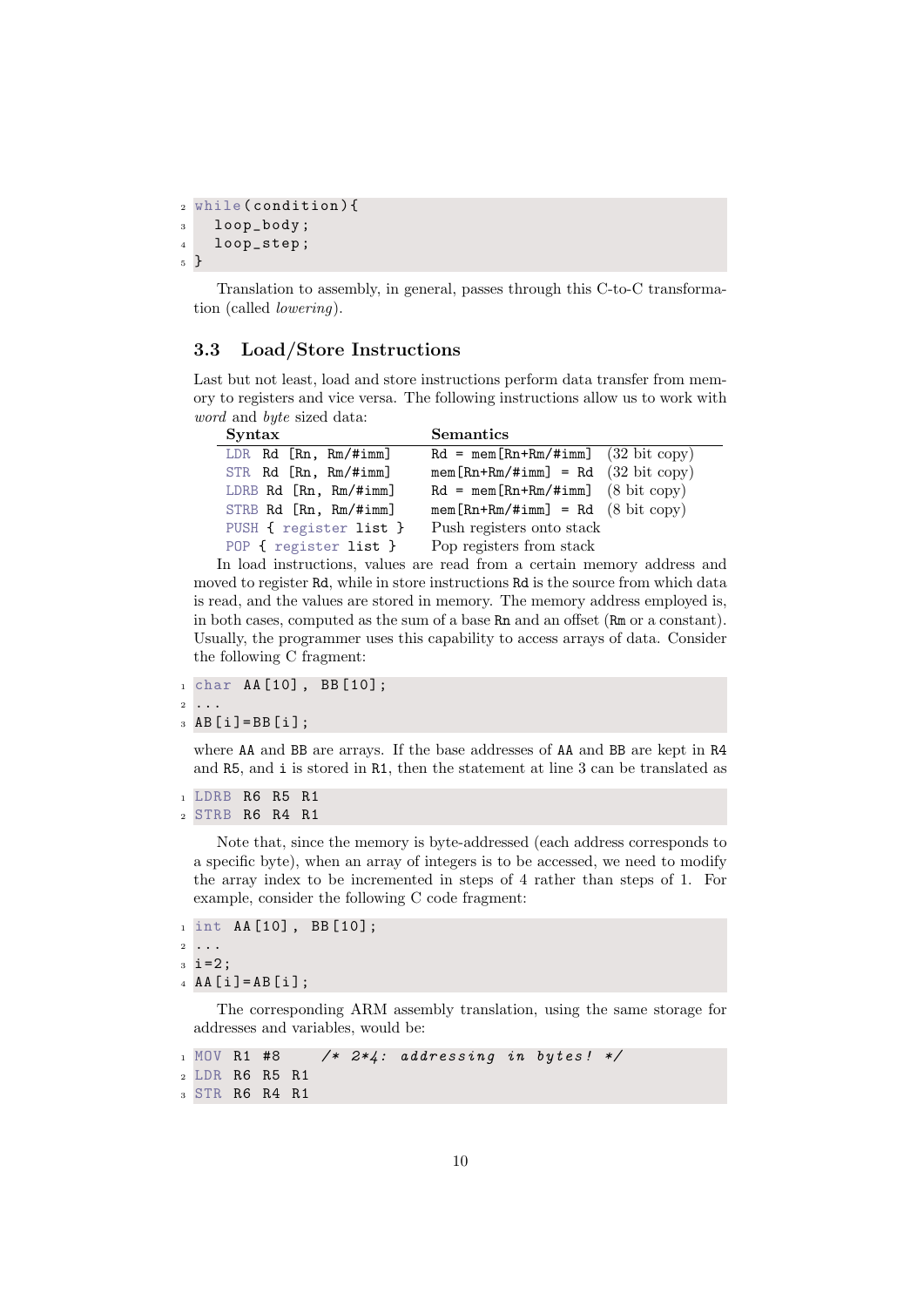```
while(condition){
  loop_body;
  loop_step;
}
```

Translation to assembly, in general, passes through this C-to-C transformation (called *lowering*).

### 3.3 Load/Store Instructions

Last but not least, load and store instructions perform data transfer from memory to registers and vice versa. The following instructions allow us to work with *word* and *byte* sized data:

| Syntax | Semantics |
|---|---|
| `LDR Rd [Rn, Rm/#imm]` | `Rd = mem[Rn+Rm/#imm]` (32 bit copy) |
| `STR Rd [Rn, Rm/#imm]` | `mem[Rn+Rm/#imm] = Rd` (32 bit copy) |
| `LDRB Rd [Rn, Rm/#imm]` | `Rd = mem[Rn+Rm/#imm]` (8 bit copy) |
| `STRB Rd [Rn, Rm/#imm]` | `mem[Rn+Rm/#imm] = Rd` (8 bit copy) |
| `PUSH { register list }` | Push registers onto stack |
| `POP { register list }` | Pop registers from stack |

In load instructions, values are read from a certain memory address and moved to register `Rd`, while in store instructions `Rd` is the source from which data is read, and the values are stored in memory. The memory address employed is, in both cases, computed as the sum of a base `Rn` and an offset (`Rm` or a constant). Usually, the programmer uses this capability to access arrays of data. Consider the following C fragment:

```
char AA[10], BB[10];
...
AB[i]=BB[i];
```

where `AA` and `BB` are arrays. If the base addresses of `AA` and `BB` are kept in `R4` and `R5`, and `i` is stored in `R1`, then the statement at line 3 can be translated as

```
LDRB R6 R5 R1
STRB R6 R4 R1
```

Note that, since the memory is byte-addressed (each address corresponds to a specific byte), when an array of integers is to be accessed, we need to modify the array index to be incremented in steps of 4 rather than steps of 1. For example, consider the following C code fragment:

```
int AA[10], BB[10];
...
i=2;
AA[i]=AB[i];
```

The corresponding ARM assembly translation, using the same storage for addresses and variables, would be:

```
MOV R1 #8     /* 2*4: addressing in bytes! */
LDR R6 R5 R1
STR R6 R4 R1
```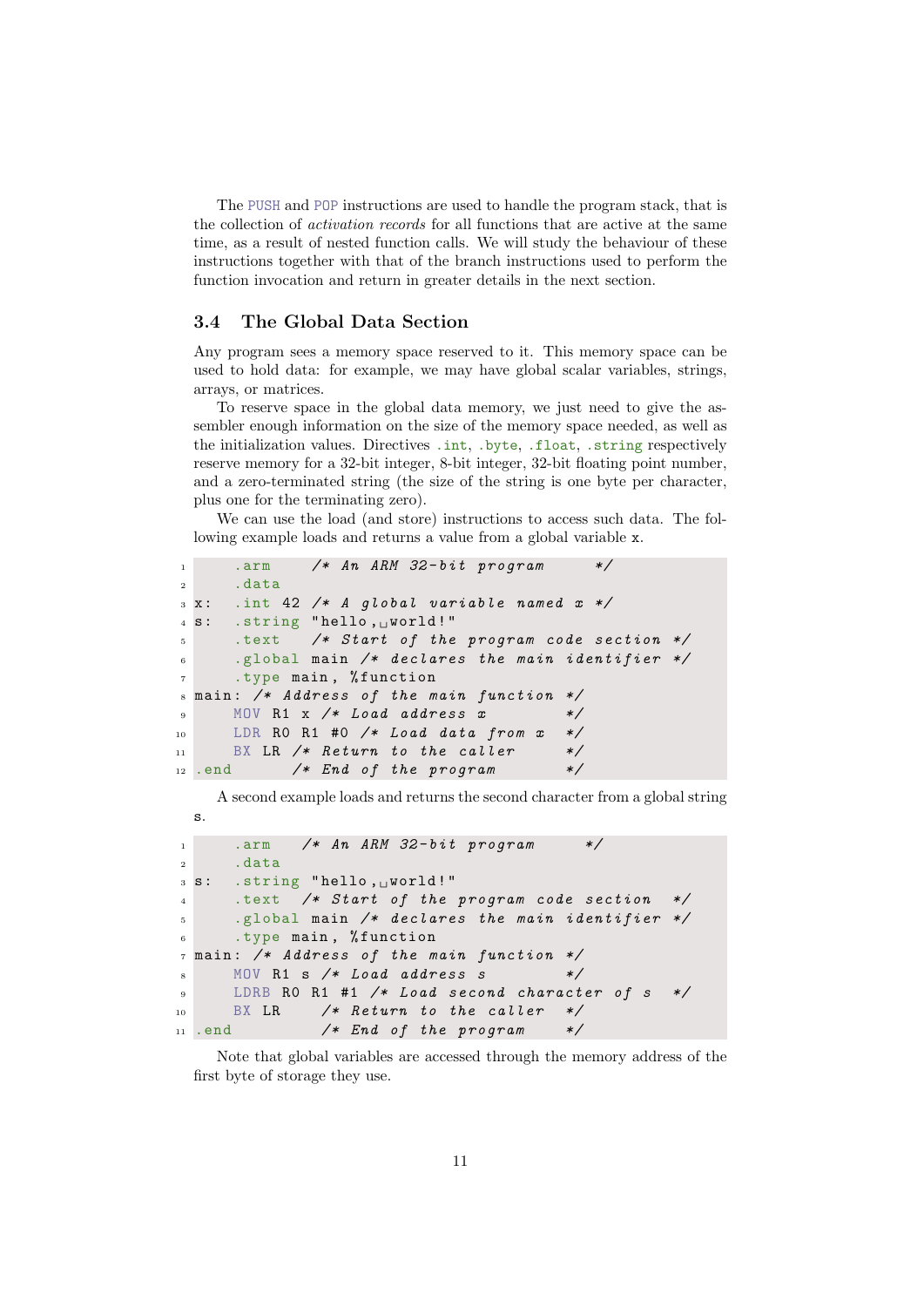The PUSH and POP instructions are used to handle the program stack, that is the collection of *activation records* for all functions that are active at the same time, as a result of nested function calls. We will study the behaviour of these instructions together with that of the branch instructions used to perform the function invocation and return in greater details in the next section.

## 3.4 The Global Data Section

Any program sees a memory space reserved to it. This memory space can be used to hold data: for example, we may have global scalar variables, strings, arrays, or matrices.

To reserve space in the global data memory, we just need to give the assembler enough information on the size of the memory space needed, as well as the initialization values. Directives .int, .byte, .float, .string respectively reserve memory for a 32-bit integer, 8-bit integer, 32-bit floating point number, and a zero-terminated string (the size of the string is one byte per character, plus one for the terminating zero).

We can use the load (and store) instructions to access such data. The following example loads and returns a value from a global variable x.

```
1      .arm     /* An ARM 32-bit program      */
2      .data
3 x:   .int 42 /* A global variable named x */
4 s:   .string "hello, world!"
5      .text    /* Start of the program code section */
6      .global main /* declares the main identifier */
7      .type main, %function
8 main: /* Address of the main function */
9      MOV R1 x /* Load address x          */
10     LDR R0 R1 #0 /* Load data from x    */
11     BX LR /* Return to the caller       */
12 .end        /* End of the program        */
```

A second example loads and returns the second character from a global string s.

```
1      .arm    /* An ARM 32-bit program      */
2      .data
3 s:   .string "hello, world!"
4      .text   /* Start of the program code section  */
5      .global main /* declares the main identifier */
6      .type main, %function
7 main: /* Address of the main function */
8      MOV R1 s /* Load address s          */
9      LDRB R0 R1 #1 /* Load second character of s  */
10     BX LR     /* Return to the caller  */
11 .end          /* End of the program    */
```

Note that global variables are accessed through the memory address of the first byte of storage they use.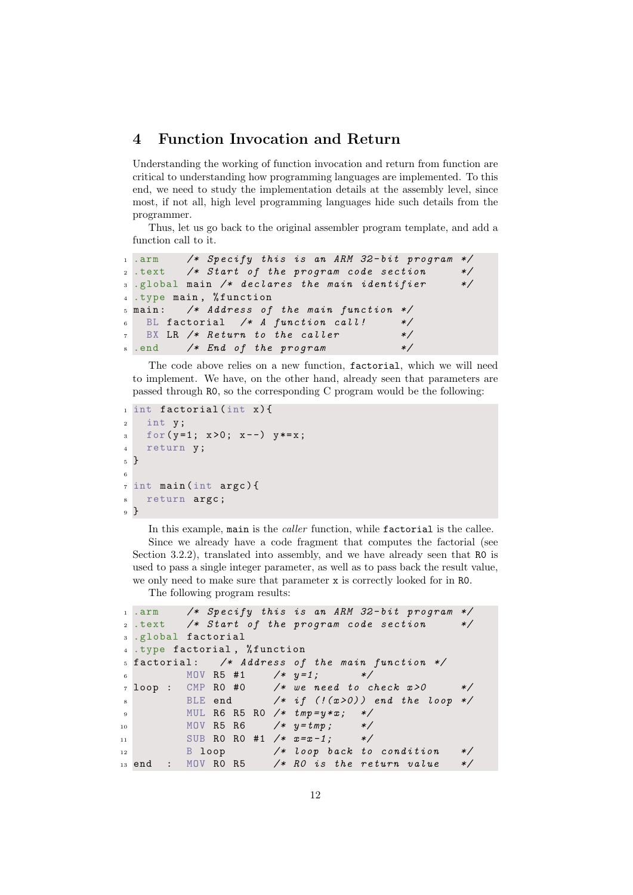## 4 Function Invocation and Return

Understanding the working of function invocation and return from function are critical to understanding how programming languages are implemented. To this end, we need to study the implementation details at the assembly level, since most, if not all, high level programming languages hide such details from the programmer.

Thus, let us go back to the original assembler program template, and add a function call to it.

```
.arm     /* Specify this is an ARM 32-bit program */
.text    /* Start of the program code section     */
.global main /* declares the main identifier      */
.type main, %function
main:    /* Address of the main function */
  BL factorial  /* A function call!       */
  BX LR /* Return to the caller           */
.end     /* End of the program            */
```

The code above relies on a new function, `factorial`, which we will need to implement. We have, on the other hand, already seen that parameters are passed through `R0`, so the corresponding C program would be the following:

```
int factorial(int x){
  int y;
  for(y=1; x>0; x--) y*=x;
  return y;
}

int main(int argc){
  return argc;
}
```

In this example, `main` is the *caller* function, while `factorial` is the callee.

Since we already have a code fragment that computes the factorial (see Section 3.2.2), translated into assembly, and we have already seen that `R0` is used to pass a single integer parameter, as well as to pass back the result value, we only need to make sure that parameter `x` is correctly looked for in `R0`.

The following program results:

```
.arm     /* Specify this is an ARM 32-bit program */
.text    /* Start of the program code section     */
.global factorial
.type factorial, %function
factorial:   /* Address of the main function */
        MOV R5 #1     /* y=1;          */
loop :  CMP R0 #0     /* we need to check x>0      */
        BLE end       /* if (!(x>0)) end the loop  */
        MUL R6 R5 R0  /* tmp=y*x;      */
        MOV R5 R6     /* y=tmp;        */
        SUB R0 R0 #1  /* x=x-1;        */
        B loop        /* loop back to condition    */
end  :  MOV R0 R5     /* R0 is the return value    */
```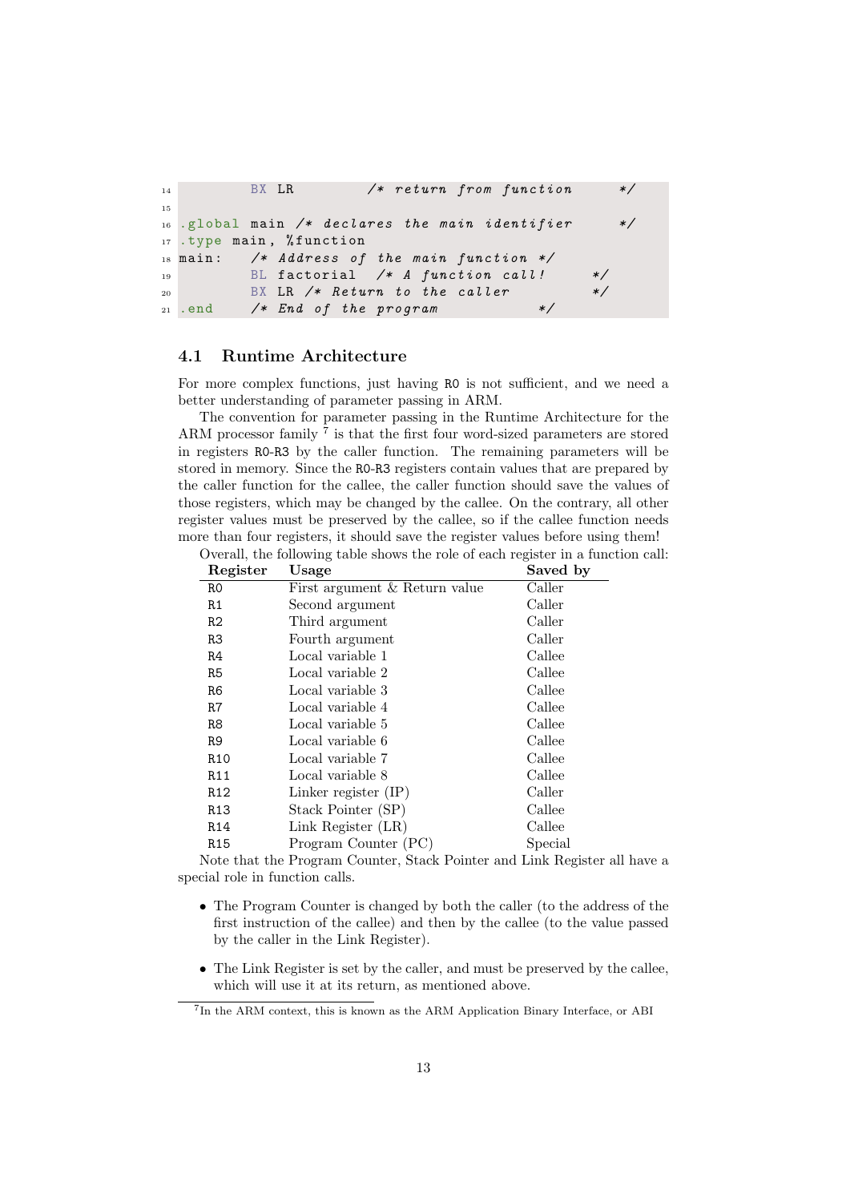```
        BX LR          /* return from function      */

.global main /* declares the main identifier     */
.type main, %function
main:   /* Address of the main function */
        BL factorial  /* A function call!      */
        BX LR /* Return to the caller          */
.end    /* End of the program         */
```

## 4.1 Runtime Architecture

For more complex functions, just having R0 is not sufficient, and we need a better understanding of parameter passing in ARM.

The convention for parameter passing in the Runtime Architecture for the ARM processor family [7] is that the first four word-sized parameters are stored in registers R0-R3 by the caller function. The remaining parameters will be stored in memory. Since the R0-R3 registers contain values that are prepared by the caller function for the callee, the caller function should save the values of those registers, which may be changed by the callee. On the contrary, all other register values must be preserved by the callee, so if the callee function needs more than four registers, it should save the register values before using them!

Overall, the following table shows the role of each register in a function call:

| Register | Usage | Saved by |
|---|---|---|
| R0 | First argument & Return value | Caller |
| R1 | Second argument | Caller |
| R2 | Third argument | Caller |
| R3 | Fourth argument | Caller |
| R4 | Local variable 1 | Callee |
| R5 | Local variable 2 | Callee |
| R6 | Local variable 3 | Callee |
| R7 | Local variable 4 | Callee |
| R8 | Local variable 5 | Callee |
| R9 | Local variable 6 | Callee |
| R10 | Local variable 7 | Callee |
| R11 | Local variable 8 | Callee |
| R12 | Linker register (IP) | Caller |
| R13 | Stack Pointer (SP) | Callee |
| R14 | Link Register (LR) | Callee |
| R15 | Program Counter (PC) | Special |

Note that the Program Counter, Stack Pointer and Link Register all have a special role in function calls.

- The Program Counter is changed by both the caller (to the address of the first instruction of the callee) and then by the callee (to the value passed by the caller in the Link Register).
- The Link Register is set by the caller, and must be preserved by the callee, which will use it at its return, as mentioned above.

[7] In the ARM context, this is known as the ARM Application Binary Interface, or ABI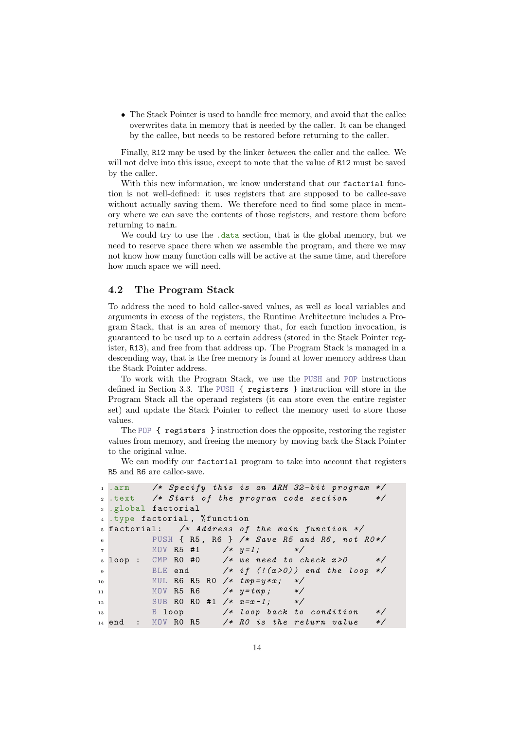- The Stack Pointer is used to handle free memory, and avoid that the callee overwrites data in memory that is needed by the caller. It can be changed by the callee, but needs to be restored before returning to the caller.

Finally, `R12` may be used by the linker *between* the caller and the callee. We will not delve into this issue, except to note that the value of `R12` must be saved by the caller.

With this new information, we know understand that our `factorial` function is not well-defined: it uses registers that are supposed to be callee-save without actually saving them. We therefore need to find some place in memory where we can save the contents of those registers, and restore them before returning to `main`.

We could try to use the `.data` section, that is the global memory, but we need to reserve space there when we assemble the program, and there we may not know how many function calls will be active at the same time, and therefore how much space we will need.

## 4.2 The Program Stack

To address the need to hold callee-saved values, as well as local variables and arguments in excess of the registers, the Runtime Architecture includes a Program Stack, that is an area of memory that, for each function invocation, is guaranteed to be used up to a certain address (stored in the Stack Pointer register, `R13`), and free from that address up. The Program Stack is managed in a descending way, that is the free memory is found at lower memory address than the Stack Pointer address.

To work with the Program Stack, we use the `PUSH` and `POP` instructions defined in Section 3.3. The `PUSH { registers }` instruction will store in the Program Stack all the operand registers (it can store even the entire register set) and update the Stack Pointer to reflect the memory used to store those values.

The `POP { registers }` instruction does the opposite, restoring the register values from memory, and freeing the memory by moving back the Stack Pointer to the original value.

We can modify our `factorial` program to take into account that registers `R5` and `R6` are callee-save.

```
.arm     /* Specify this is an ARM 32-bit program */
.text    /* Start of the program code section     */
.global factorial
.type factorial, %function
factorial:   /* Address of the main function */
        PUSH { R5, R6 } /* Save R5 and R6, not R0*/
        MOV R5 #1     /* y=1;          */
loop :  CMP R0 #0     /* we need to check x>0     */
        BLE end       /* if (!(x>0)) end the loop */
        MUL R6 R5 R0  /* tmp=y*x;     */
        MOV R5 R6     /* y=tmp;       */
        SUB R0 R0 #1  /* x=x-1;       */
        B loop        /* loop back to condition   */
end  :  MOV R0 R5     /* R0 is the return value   */
```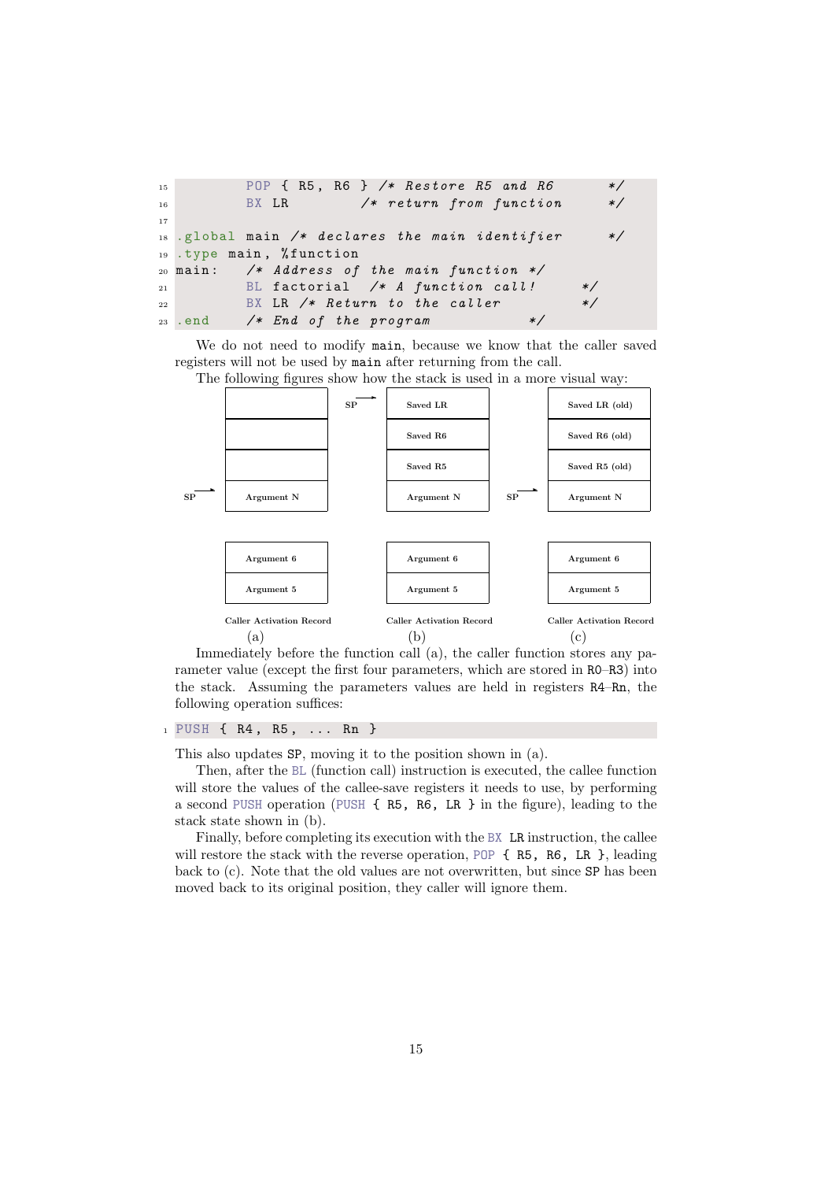```
        POP { R5, R6 } /* Restore R5 and R6       */
        BX LR          /* return from function    */

.global main /* declares the main identifier      */
.type main, %function
main:    /* Address of the main function */
        BL factorial  /* A function call!     */
        BX LR /* Return to the caller         */
.end     /* End of the program               */
```

We do not need to modify main, because we know that the caller saved registers will not be used by main after returning from the call.

The following figures show how the stack is used in a more visual way:

SP
Argument N
Argument 6
Argument 5
Caller Activation Record
(a)

SP
Saved LR
Saved R6
Saved R5
Argument N
Argument 6
Argument 5
Caller Activation Record
(b)

SP
Saved LR (old)
Saved R6 (old)
Saved R5 (old)
Argument N
Argument 6
Argument 5
Caller Activation Record
(c)

Immediately before the function call (a), the caller function stores any parameter value (except the first four parameters, which are stored in R0–R3) into the stack. Assuming the parameters values are held in registers R4–Rn, the following operation suffices:

```
PUSH { R4, R5, ... Rn }
```

This also updates SP, moving it to the position shown in (a).

Then, after the BL (function call) instruction is executed, the callee function will store the values of the callee-save registers it needs to use, by performing a second PUSH operation (PUSH { R5, R6, LR } in the figure), leading to the stack state shown in (b).

Finally, before completing its execution with the BX LR instruction, the callee will restore the stack with the reverse operation, POP { R5, R6, LR }, leading back to (c). Note that the old values are not overwritten, but since SP has been moved back to its original position, they caller will ignore them.